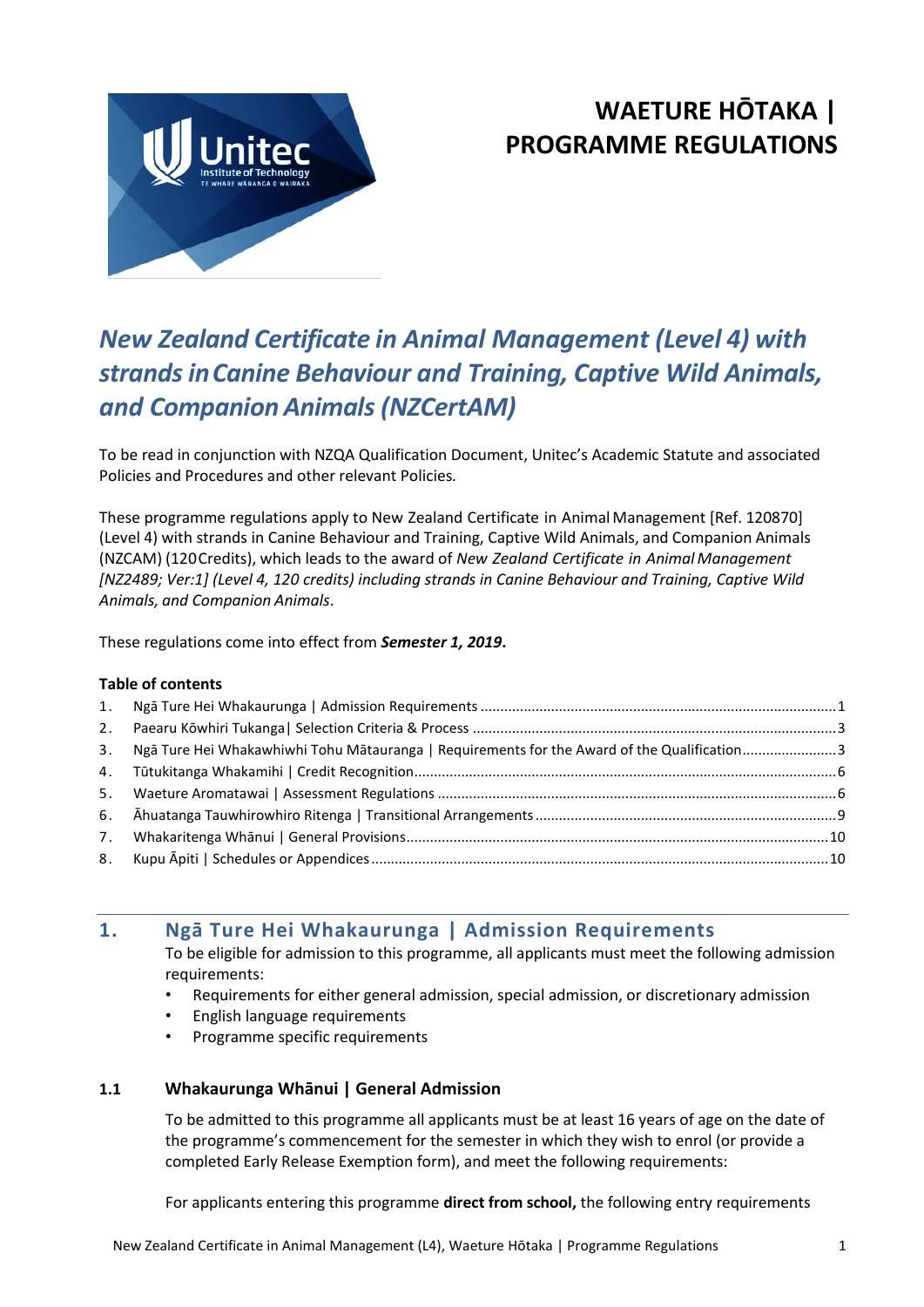# WAETURE HŌTAKA | PROGRAMME REGULATIONS

## *New Zealand Certificate in Animal Management (Level 4) with strands in Canine Behaviour and Training, Captive Wild Animals, and Companion Animals (NZCertAM)*

To be read in conjunction with NZQA Qualification Document, Unitec's Academic Statute and associated Policies and Procedures and other relevant Policies.

These programme regulations apply to New Zealand Certificate in Animal Management [Ref. 120870] (Level 4) with strands in Canine Behaviour and Training, Captive Wild Animals, and Companion Animals (NZCAM) (120 Credits), which leads to the award of *New Zealand Certificate in Animal Management [NZ2489; Ver:1] (Level 4, 120 credits) including strands in Canine Behaviour and Training, Captive Wild Animals, and Companion Animals*.

These regulations come into effect from ***Semester 1, 2019***.

**Table of contents**

1. Ngā Ture Hei Whakaurunga | Admission Requirements .......... 1
2. Paearu Kōwhiri Tukanga | Selection Criteria & Process .......... 3
3. Ngā Ture Hei Whakawhiwhi Tohu Mātauranga | Requirements for the Award of the Qualification .......... 3
4. Tūtukitanga Whakamihi | Credit Recognition .......... 6
5. Waeture Aromatawai | Assessment Regulations .......... 6
6. Āhuatanga Tauwhirowhiro Ritenga | Transitional Arrangements .......... 9
7. Whakaritenga Whānui | General Provisions .......... 10
8. Kupu Āpiti | Schedules or Appendices .......... 10

## 1. Ngā Ture Hei Whakaurunga | Admission Requirements

To be eligible for admission to this programme, all applicants must meet the following admission requirements:

- Requirements for either general admission, special admission, or discretionary admission
- English language requirements
- Programme specific requirements

### 1.1 Whakaurunga Whānui | General Admission

To be admitted to this programme all applicants must be at least 16 years of age on the date of the programme's commencement for the semester in which they wish to enrol (or provide a completed Early Release Exemption form), and meet the following requirements:

For applicants entering this programme **direct from school,** the following entry requirements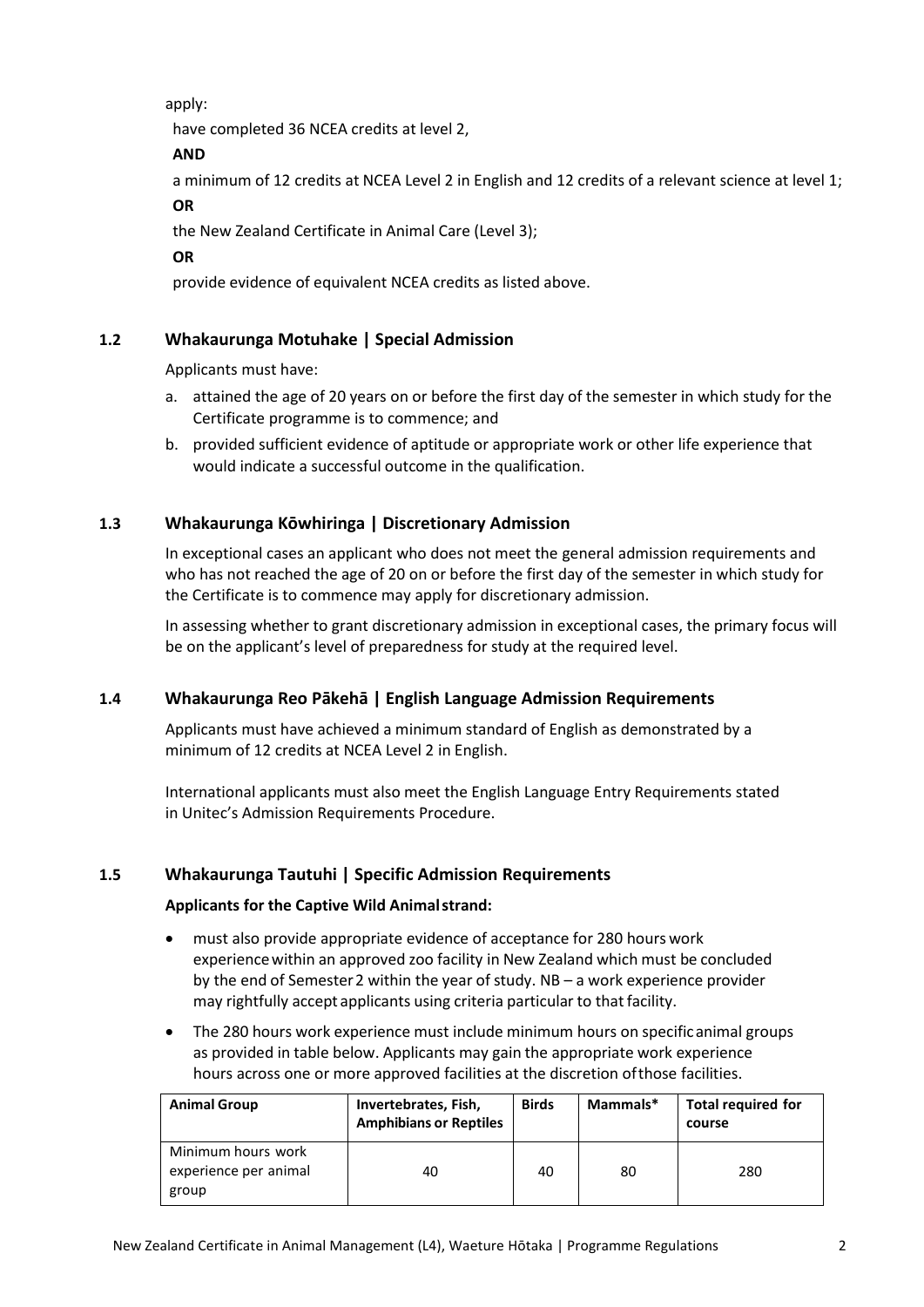apply:

have completed 36 NCEA credits at level 2,

**AND**

a minimum of 12 credits at NCEA Level 2 in English and 12 credits of a relevant science at level 1;

**OR**

the New Zealand Certificate in Animal Care (Level 3);

**OR**

provide evidence of equivalent NCEA credits as listed above.

### 1.2 Whakaurunga Motuhake | Special Admission

Applicants must have:

a. attained the age of 20 years on or before the first day of the semester in which study for the Certificate programme is to commence; and
b. provided sufficient evidence of aptitude or appropriate work or other life experience that would indicate a successful outcome in the qualification.

### 1.3 Whakaurunga Kōwhiringa | Discretionary Admission

In exceptional cases an applicant who does not meet the general admission requirements and who has not reached the age of 20 on or before the first day of the semester in which study for the Certificate is to commence may apply for discretionary admission.

In assessing whether to grant discretionary admission in exceptional cases, the primary focus will be on the applicant's level of preparedness for study at the required level.

### 1.4 Whakaurunga Reo Pākehā | English Language Admission Requirements

Applicants must have achieved a minimum standard of English as demonstrated by a minimum of 12 credits at NCEA Level 2 in English.

International applicants must also meet the English Language Entry Requirements stated in Unitec's Admission Requirements Procedure.

### 1.5 Whakaurunga Tautuhi | Specific Admission Requirements

**Applicants for the Captive Wild Animal strand:**

- must also provide appropriate evidence of acceptance for 280 hours work experience within an approved zoo facility in New Zealand which must be concluded by the end of Semester 2 within the year of study. NB – a work experience provider may rightfully accept applicants using criteria particular to that facility.
- The 280 hours work experience must include minimum hours on specific animal groups as provided in table below. Applicants may gain the appropriate work experience hours across one or more approved facilities at the discretion of those facilities.

| Animal Group | Invertebrates, Fish, Amphibians or Reptiles | Birds | Mammals* | Total required for course |
|---|---|---|---|---|
| Minimum hours work experience per animal group | 40 | 40 | 80 | 280 |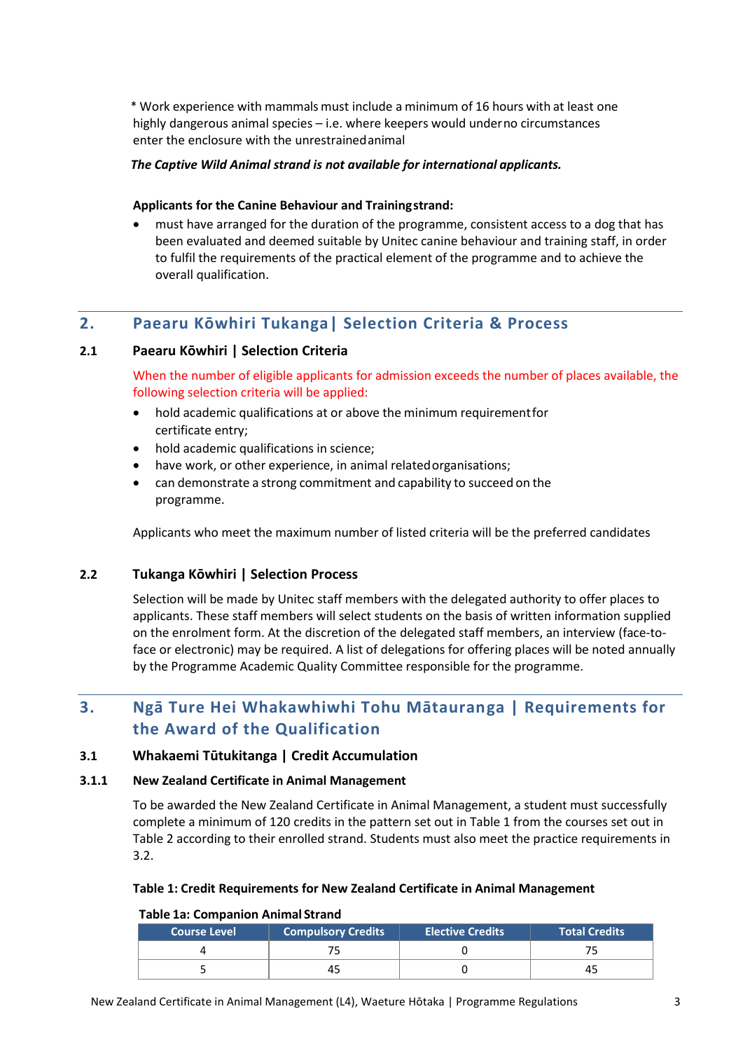* Work experience with mammals must include a minimum of 16 hours with at least one highly dangerous animal species – i.e. where keepers would under no circumstances enter the enclosure with the unrestrained animal

***The Captive Wild Animal strand is not available for international applicants.***

**Applicants for the Canine Behaviour and Training strand:**

- must have arranged for the duration of the programme, consistent access to a dog that has been evaluated and deemed suitable by Unitec canine behaviour and training staff, in order to fulfil the requirements of the practical element of the programme and to achieve the overall qualification.

## 2. Paearu Kōwhiri Tukanga | Selection Criteria & Process

### 2.1 Paearu Kōwhiri | Selection Criteria

When the number of eligible applicants for admission exceeds the number of places available, the following selection criteria will be applied:

- hold academic qualifications at or above the minimum requirement for certificate entry;
- hold academic qualifications in science;
- have work, or other experience, in animal related organisations;
- can demonstrate a strong commitment and capability to succeed on the programme.

Applicants who meet the maximum number of listed criteria will be the preferred candidates

### 2.2 Tukanga Kōwhiri | Selection Process

Selection will be made by Unitec staff members with the delegated authority to offer places to applicants. These staff members will select students on the basis of written information supplied on the enrolment form. At the discretion of the delegated staff members, an interview (face-to-face or electronic) may be required. A list of delegations for offering places will be noted annually by the Programme Academic Quality Committee responsible for the programme.

## 3. Ngā Ture Hei Whakawhiwhi Tohu Mātauranga | Requirements for the Award of the Qualification

### 3.1 Whakaemi Tūtukitanga | Credit Accumulation

#### 3.1.1 New Zealand Certificate in Animal Management

To be awarded the New Zealand Certificate in Animal Management, a student must successfully complete a minimum of 120 credits in the pattern set out in Table 1 from the courses set out in Table 2 according to their enrolled strand. Students must also meet the practice requirements in 3.2.

**Table 1: Credit Requirements for New Zealand Certificate in Animal Management**

**Table 1a: Companion Animal Strand**

| Course Level | Compulsory Credits | Elective Credits | Total Credits |
|---|---|---|---|
| 4 | 75 | 0 | 75 |
| 5 | 45 | 0 | 45 |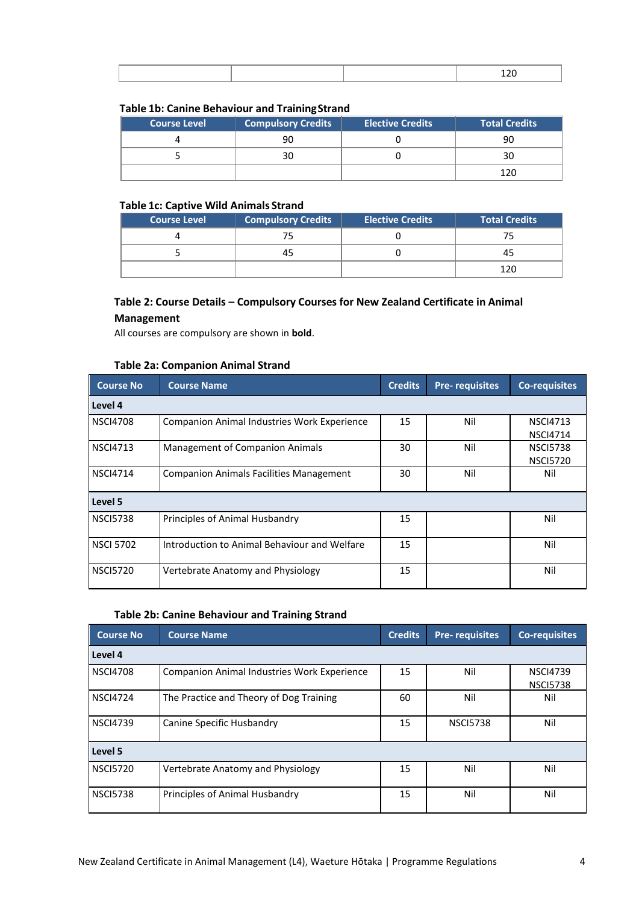| | | | 120 |
|---|---|---|---|

**Table 1b: Canine Behaviour and Training Strand**

| Course Level | Compulsory Credits | Elective Credits | Total Credits |
|---|---|---|---|
| 4 | 90 | 0 | 90 |
| 5 | 30 | 0 | 30 |
| | | | 120 |

**Table 1c: Captive Wild Animals Strand**

| Course Level | Compulsory Credits | Elective Credits | Total Credits |
|---|---|---|---|
| 4 | 75 | 0 | 75 |
| 5 | 45 | 0 | 45 |
| | | | 120 |

### Table 2: Course Details – Compulsory Courses for New Zealand Certificate in Animal Management

All courses are compulsory are shown in **bold**.

**Table 2a: Companion Animal Strand**

| Course No | Course Name | Credits | Pre- requisites | Co-requisites |
|---|---|---|---|---|
| **Level 4** | | | | |
| NSCI4708 | Companion Animal Industries Work Experience | 15 | Nil | NSCI4713 NSCI4714 |
| NSCI4713 | Management of Companion Animals | 30 | Nil | NSCI5738 NSCI5720 |
| NSCI4714 | Companion Animals Facilities Management | 30 | Nil | Nil |
| **Level 5** | | | | |
| NSCI5738 | Principles of Animal Husbandry | 15 | | Nil |
| NSCI 5702 | Introduction to Animal Behaviour and Welfare | 15 | | Nil |
| NSCI5720 | Vertebrate Anatomy and Physiology | 15 | | Nil |

**Table 2b: Canine Behaviour and Training Strand**

| Course No | Course Name | Credits | Pre- requisites | Co-requisites |
|---|---|---|---|---|
| **Level 4** | | | | |
| NSCI4708 | Companion Animal Industries Work Experience | 15 | Nil | NSCI4739 NSCI5738 |
| NSCI4724 | The Practice and Theory of Dog Training | 60 | Nil | Nil |
| NSCI4739 | Canine Specific Husbandry | 15 | NSCI5738 | Nil |
| **Level 5** | | | | |
| NSCI5720 | Vertebrate Anatomy and Physiology | 15 | Nil | Nil |
| NSCI5738 | Principles of Animal Husbandry | 15 | Nil | Nil |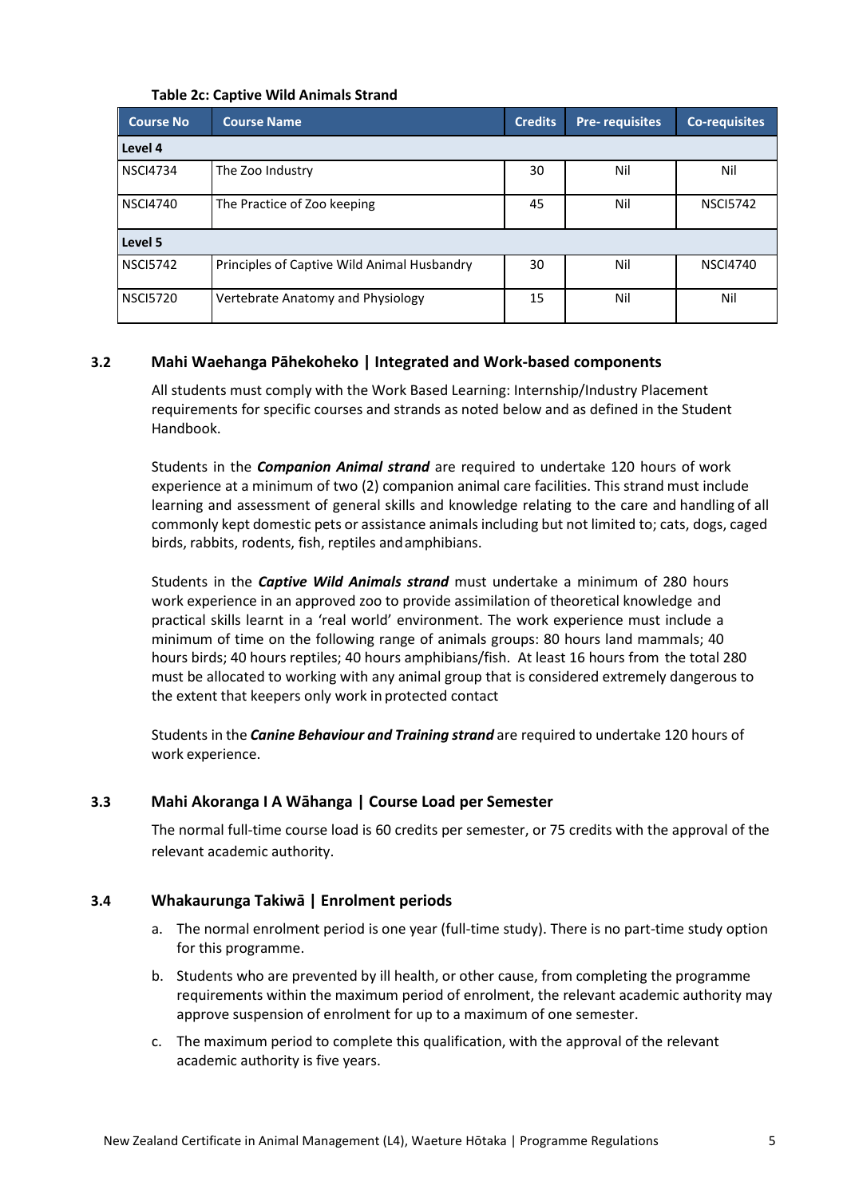**Table 2c: Captive Wild Animals Strand**

| Course No | Course Name | Credits | Pre- requisites | Co-requisites |
|---|---|---|---|---|
| **Level 4** | | | | |
| NSCI4734 | The Zoo Industry | 30 | Nil | Nil |
| NSCI4740 | The Practice of Zoo keeping | 45 | Nil | NSCI5742 |
| **Level 5** | | | | |
| NSCI5742 | Principles of Captive Wild Animal Husbandry | 30 | Nil | NSCI4740 |
| NSCI5720 | Vertebrate Anatomy and Physiology | 15 | Nil | Nil |

### 3.2 Mahi Waehanga Pāhekoheko | Integrated and Work-based components

All students must comply with the Work Based Learning: Internship/Industry Placement requirements for specific courses and strands as noted below and as defined in the Student Handbook.

Students in the ***Companion Animal strand*** are required to undertake 120 hours of work experience at a minimum of two (2) companion animal care facilities. This strand must include learning and assessment of general skills and knowledge relating to the care and handling of all commonly kept domestic pets or assistance animals including but not limited to; cats, dogs, caged birds, rabbits, rodents, fish, reptiles and amphibians.

Students in the ***Captive Wild Animals strand*** must undertake a minimum of 280 hours work experience in an approved zoo to provide assimilation of theoretical knowledge and practical skills learnt in a 'real world' environment. The work experience must include a minimum of time on the following range of animals groups: 80 hours land mammals; 40 hours birds; 40 hours reptiles; 40 hours amphibians/fish. At least 16 hours from the total 280 must be allocated to working with any animal group that is considered extremely dangerous to the extent that keepers only work in protected contact

Students in the ***Canine Behaviour and Training strand*** are required to undertake 120 hours of work experience.

### 3.3 Mahi Akoranga I A Wāhanga | Course Load per Semester

The normal full-time course load is 60 credits per semester, or 75 credits with the approval of the relevant academic authority.

### 3.4 Whakaurunga Takiwā | Enrolment periods

a. The normal enrolment period is one year (full-time study). There is no part-time study option for this programme.

b. Students who are prevented by ill health, or other cause, from completing the programme requirements within the maximum period of enrolment, the relevant academic authority may approve suspension of enrolment for up to a maximum of one semester.

c. The maximum period to complete this qualification, with the approval of the relevant academic authority is five years.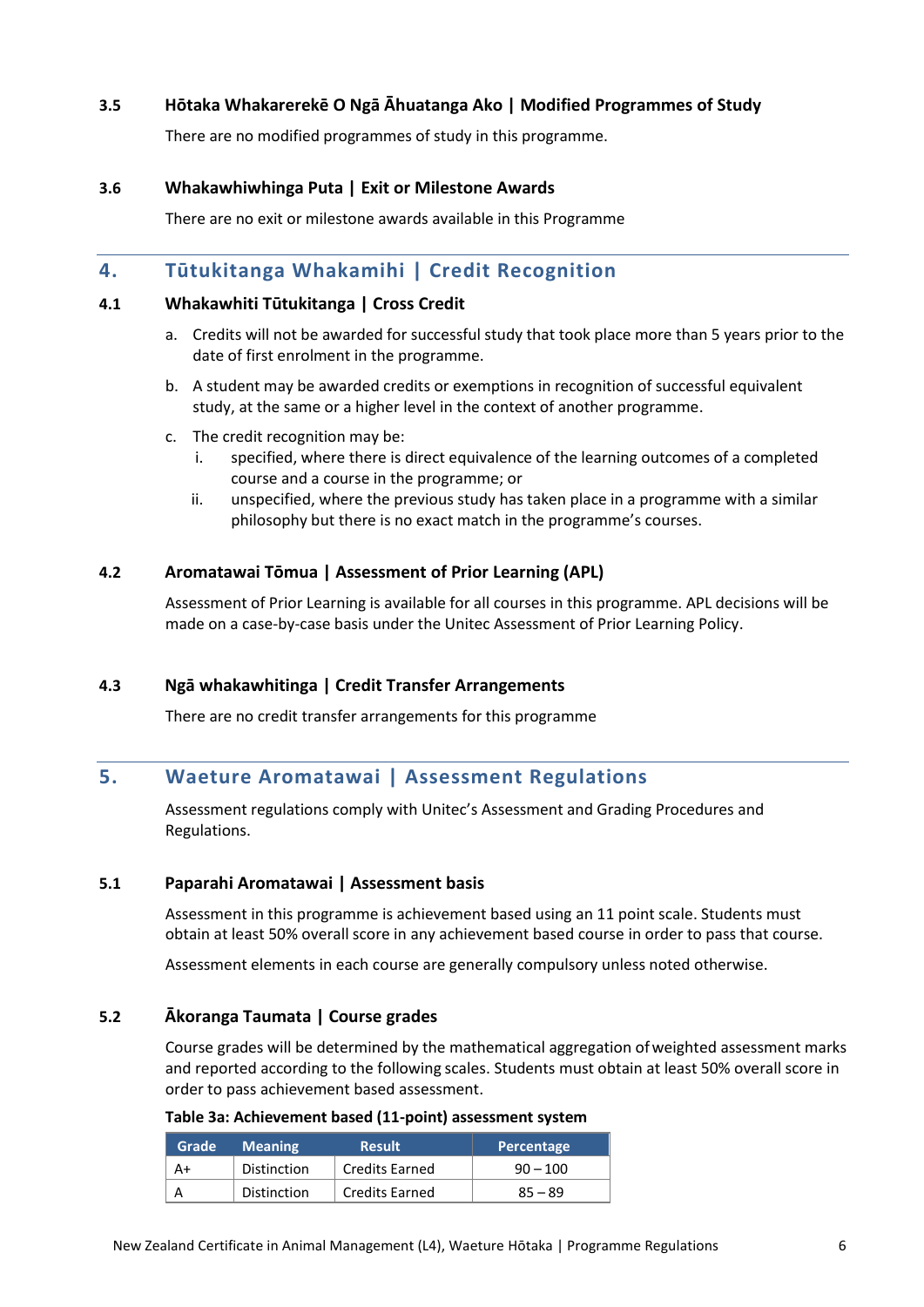### 3.5 Hōtaka Whakarerekē O Ngā Āhuatanga Ako | Modified Programmes of Study

There are no modified programmes of study in this programme.

### 3.6 Whakawhiwhinga Puta | Exit or Milestone Awards

There are no exit or milestone awards available in this Programme

## 4. Tūtukitanga Whakamihi | Credit Recognition

### 4.1 Whakawhiti Tūtukitanga | Cross Credit

a. Credits will not be awarded for successful study that took place more than 5 years prior to the date of first enrolment in the programme.

b. A student may be awarded credits or exemptions in recognition of successful equivalent study, at the same or a higher level in the context of another programme.

c. The credit recognition may be:
   i. specified, where there is direct equivalence of the learning outcomes of a completed course and a course in the programme; or
   ii. unspecified, where the previous study has taken place in a programme with a similar philosophy but there is no exact match in the programme's courses.

### 4.2 Aromatawai Tōmua | Assessment of Prior Learning (APL)

Assessment of Prior Learning is available for all courses in this programme. APL decisions will be made on a case-by-case basis under the Unitec Assessment of Prior Learning Policy.

### 4.3 Ngā whakawhitinga | Credit Transfer Arrangements

There are no credit transfer arrangements for this programme

## 5. Waeture Aromatawai | Assessment Regulations

Assessment regulations comply with Unitec's Assessment and Grading Procedures and Regulations.

### 5.1 Paparahi Aromatawai | Assessment basis

Assessment in this programme is achievement based using an 11 point scale. Students must obtain at least 50% overall score in any achievement based course in order to pass that course.

Assessment elements in each course are generally compulsory unless noted otherwise.

### 5.2 Ākoranga Taumata | Course grades

Course grades will be determined by the mathematical aggregation of weighted assessment marks and reported according to the following scales. Students must obtain at least 50% overall score in order to pass achievement based assessment.

**Table 3a: Achievement based (11-point) assessment system**

| Grade | Meaning | Result | Percentage |
|---|---|---|---|
| A+ | Distinction | Credits Earned | 90 – 100 |
| A | Distinction | Credits Earned | 85 – 89 |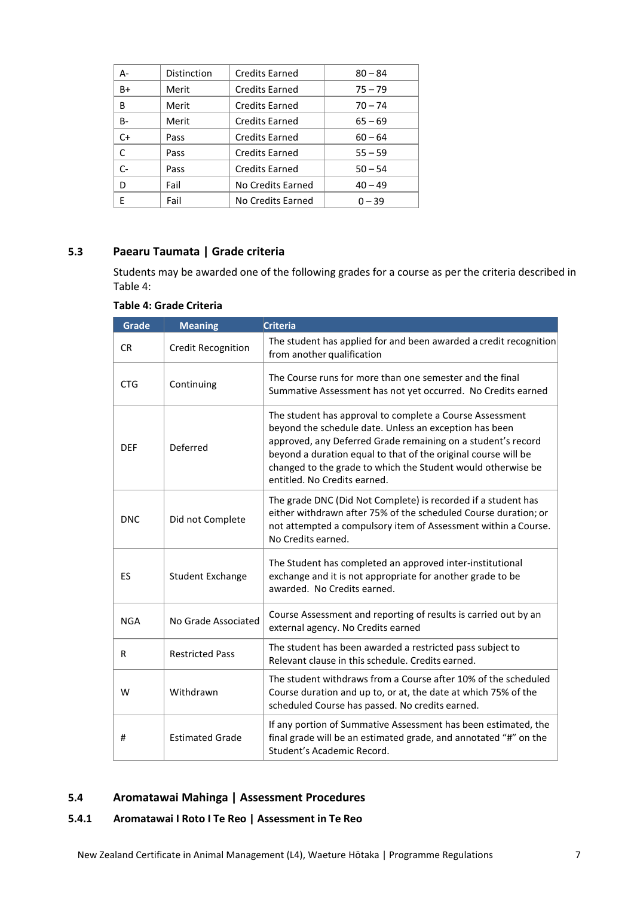| | | | |
|---|---|---|---|
| A- | Distinction | Credits Earned | 80 – 84 |
| B+ | Merit | Credits Earned | 75 – 79 |
| B | Merit | Credits Earned | 70 – 74 |
| B- | Merit | Credits Earned | 65 – 69 |
| C+ | Pass | Credits Earned | 60 – 64 |
| C | Pass | Credits Earned | 55 – 59 |
| C- | Pass | Credits Earned | 50 – 54 |
| D | Fail | No Credits Earned | 40 – 49 |
| E | Fail | No Credits Earned | 0 – 39 |

### 5.3 Paearu Taumata | Grade criteria

Students may be awarded one of the following grades for a course as per the criteria described in Table 4:

**Table 4: Grade Criteria**

| Grade | Meaning | Criteria |
|---|---|---|
| CR | Credit Recognition | The student has applied for and been awarded a credit recognition from another qualification |
| CTG | Continuing | The Course runs for more than one semester and the final Summative Assessment has not yet occurred. No Credits earned |
| DEF | Deferred | The student has approval to complete a Course Assessment beyond the schedule date. Unless an exception has been approved, any Deferred Grade remaining on a student's record beyond a duration equal to that of the original course will be changed to the grade to which the Student would otherwise be entitled. No Credits earned. |
| DNC | Did not Complete | The grade DNC (Did Not Complete) is recorded if a student has either withdrawn after 75% of the scheduled Course duration; or not attempted a compulsory item of Assessment within a Course. No Credits earned. |
| ES | Student Exchange | The Student has completed an approved inter-institutional exchange and it is not appropriate for another grade to be awarded. No Credits earned. |
| NGA | No Grade Associated | Course Assessment and reporting of results is carried out by an external agency. No Credits earned |
| R | Restricted Pass | The student has been awarded a restricted pass subject to Relevant clause in this schedule. Credits earned. |
| W | Withdrawn | The student withdraws from a Course after 10% of the scheduled Course duration and up to, or at, the date at which 75% of the scheduled Course has passed. No credits earned. |
| # | Estimated Grade | If any portion of Summative Assessment has been estimated, the final grade will be an estimated grade, and annotated "#" on the Student's Academic Record. |

### 5.4 Aromatawai Mahinga | Assessment Procedures

#### 5.4.1 Aromatawai I Roto I Te Reo | Assessment in Te Reo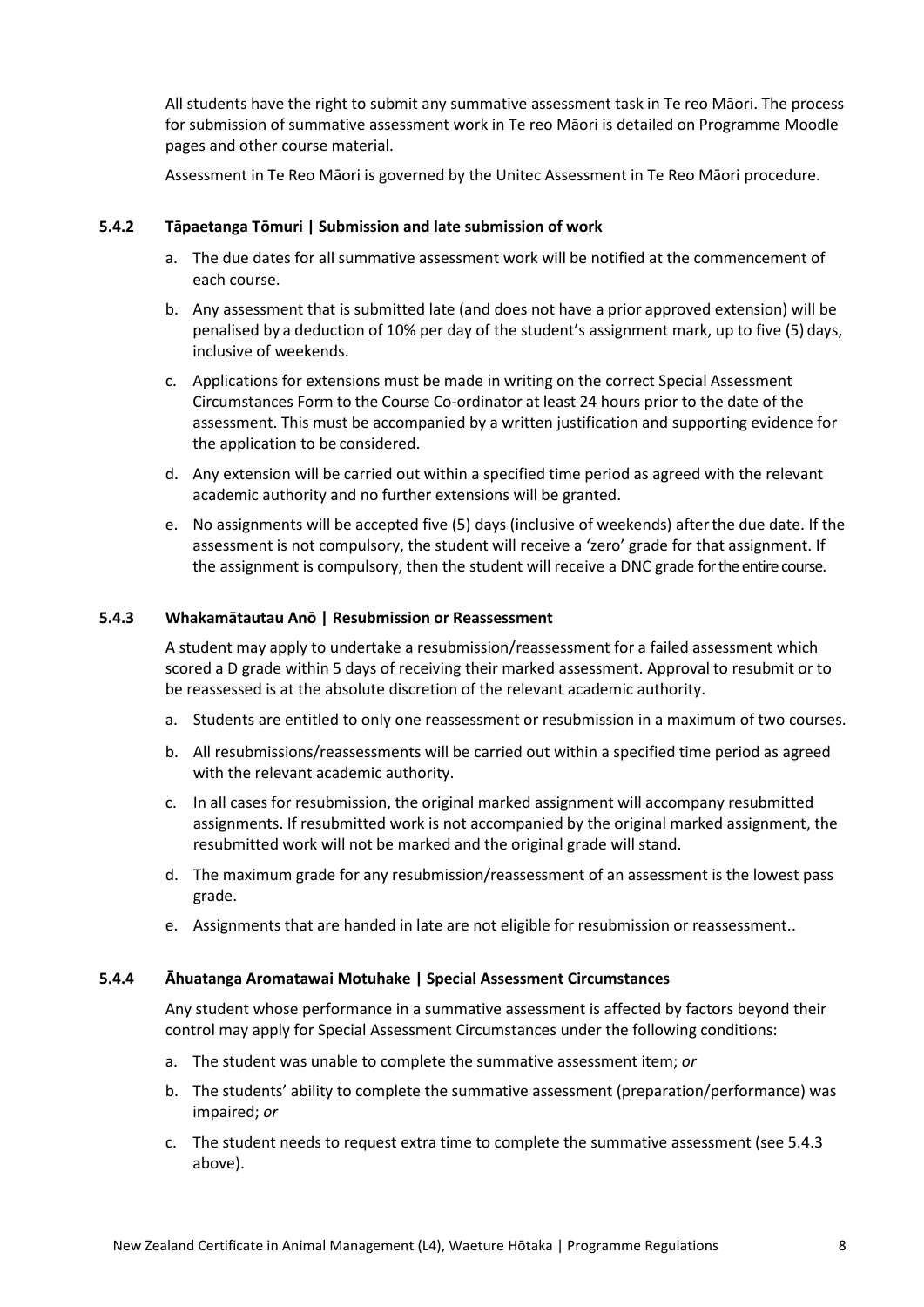All students have the right to submit any summative assessment task in Te reo Māori. The process for submission of summative assessment work in Te reo Māori is detailed on Programme Moodle pages and other course material.

Assessment in Te Reo Māori is governed by the Unitec Assessment in Te Reo Māori procedure.

### 5.4.2 Tāpaetanga Tōmuri | Submission and late submission of work

a. The due dates for all summative assessment work will be notified at the commencement of each course.

b. Any assessment that is submitted late (and does not have a prior approved extension) will be penalised by a deduction of 10% per day of the student's assignment mark, up to five (5) days, inclusive of weekends.

c. Applications for extensions must be made in writing on the correct Special Assessment Circumstances Form to the Course Co-ordinator at least 24 hours prior to the date of the assessment. This must be accompanied by a written justification and supporting evidence for the application to be considered.

d. Any extension will be carried out within a specified time period as agreed with the relevant academic authority and no further extensions will be granted.

e. No assignments will be accepted five (5) days (inclusive of weekends) after the due date. If the assessment is not compulsory, the student will receive a 'zero' grade for that assignment. If the assignment is compulsory, then the student will receive a DNC grade for the entire course.

### 5.4.3 Whakamātautau Anō | Resubmission or Reassessment

A student may apply to undertake a resubmission/reassessment for a failed assessment which scored a D grade within 5 days of receiving their marked assessment. Approval to resubmit or to be reassessed is at the absolute discretion of the relevant academic authority.

a. Students are entitled to only one reassessment or resubmission in a maximum of two courses.

b. All resubmissions/reassessments will be carried out within a specified time period as agreed with the relevant academic authority.

c. In all cases for resubmission, the original marked assignment will accompany resubmitted assignments. If resubmitted work is not accompanied by the original marked assignment, the resubmitted work will not be marked and the original grade will stand.

d. The maximum grade for any resubmission/reassessment of an assessment is the lowest pass grade.

e. Assignments that are handed in late are not eligible for resubmission or reassessment..

### 5.4.4 Āhuatanga Aromatawai Motuhake | Special Assessment Circumstances

Any student whose performance in a summative assessment is affected by factors beyond their control may apply for Special Assessment Circumstances under the following conditions:

a. The student was unable to complete the summative assessment item; *or*

b. The students' ability to complete the summative assessment (preparation/performance) was impaired; *or*

c. The student needs to request extra time to complete the summative assessment (see 5.4.3 above).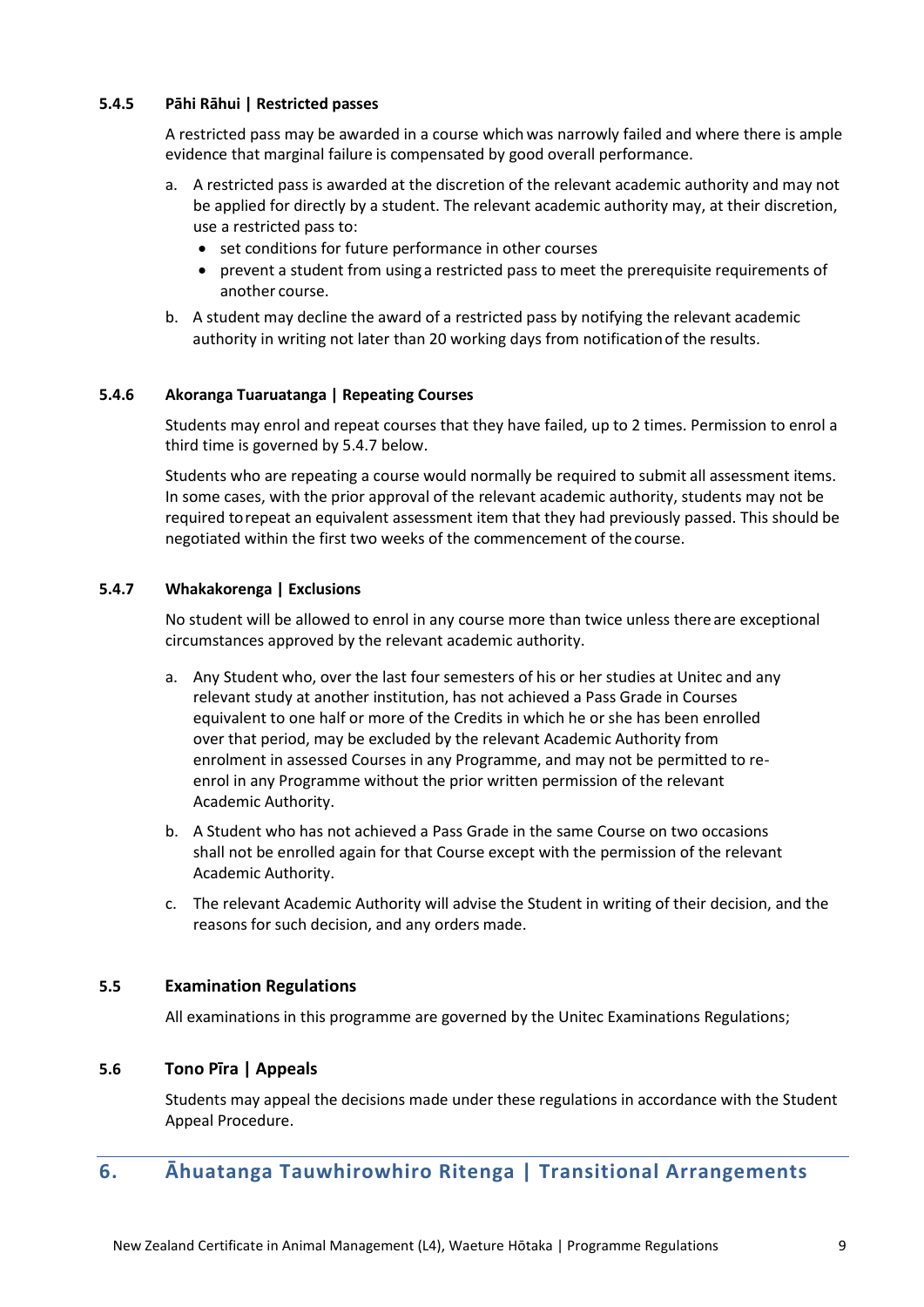#### 5.4.5 Pāhi Rāhui | Restricted passes

A restricted pass may be awarded in a course which was narrowly failed and where there is ample evidence that marginal failure is compensated by good overall performance.

a. A restricted pass is awarded at the discretion of the relevant academic authority and may not be applied for directly by a student. The relevant academic authority may, at their discretion, use a restricted pass to:
   - set conditions for future performance in other courses
   - prevent a student from using a restricted pass to meet the prerequisite requirements of another course.

b. A student may decline the award of a restricted pass by notifying the relevant academic authority in writing not later than 20 working days from notification of the results.

#### 5.4.6 Akoranga Tuaruatanga | Repeating Courses

Students may enrol and repeat courses that they have failed, up to 2 times. Permission to enrol a third time is governed by 5.4.7 below.

Students who are repeating a course would normally be required to submit all assessment items. In some cases, with the prior approval of the relevant academic authority, students may not be required to repeat an equivalent assessment item that they had previously passed. This should be negotiated within the first two weeks of the commencement of the course.

#### 5.4.7 Whakakorenga | Exclusions

No student will be allowed to enrol in any course more than twice unless there are exceptional circumstances approved by the relevant academic authority.

a. Any Student who, over the last four semesters of his or her studies at Unitec and any relevant study at another institution, has not achieved a Pass Grade in Courses equivalent to one half or more of the Credits in which he or she has been enrolled over that period, may be excluded by the relevant Academic Authority from enrolment in assessed Courses in any Programme, and may not be permitted to re-enrol in any Programme without the prior written permission of the relevant Academic Authority.

b. A Student who has not achieved a Pass Grade in the same Course on two occasions shall not be enrolled again for that Course except with the permission of the relevant Academic Authority.

c. The relevant Academic Authority will advise the Student in writing of their decision, and the reasons for such decision, and any orders made.

### 5.5 Examination Regulations

All examinations in this programme are governed by the Unitec Examinations Regulations;

### 5.6 Tono Pīra | Appeals

Students may appeal the decisions made under these regulations in accordance with the Student Appeal Procedure.

## 6. Āhuatanga Tauwhirowhiro Ritenga | Transitional Arrangements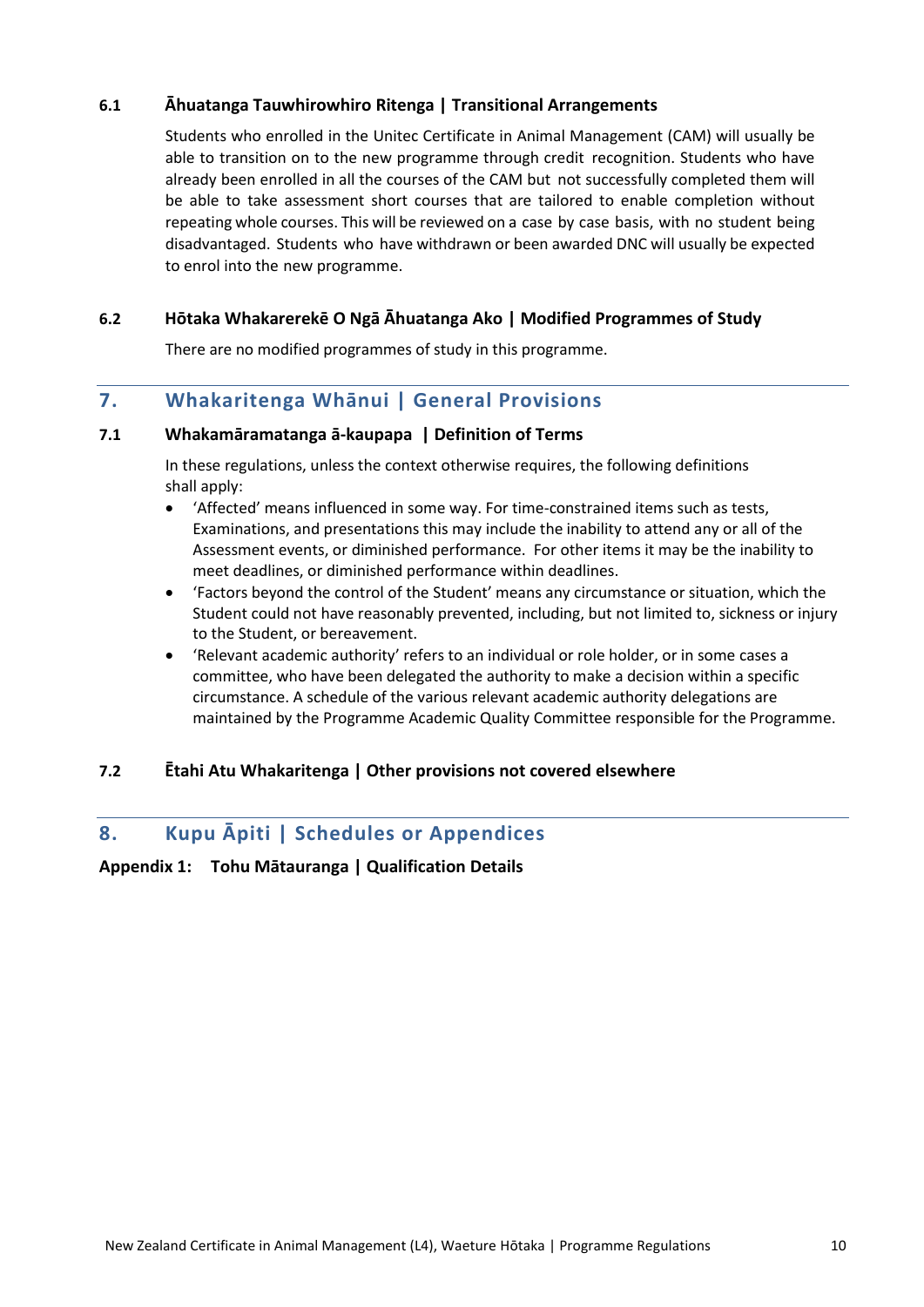### 6.1 Āhuatanga Tauwhirowhiro Ritenga | Transitional Arrangements

Students who enrolled in the Unitec Certificate in Animal Management (CAM) will usually be able to transition on to the new programme through credit recognition. Students who have already been enrolled in all the courses of the CAM but not successfully completed them will be able to take assessment short courses that are tailored to enable completion without repeating whole courses. This will be reviewed on a case by case basis, with no student being disadvantaged. Students who have withdrawn or been awarded DNC will usually be expected to enrol into the new programme.

### 6.2 Hōtaka Whakarerekē O Ngā Āhuatanga Ako | Modified Programmes of Study

There are no modified programmes of study in this programme.

## 7. Whakaritenga Whānui | General Provisions

### 7.1 Whakamāramatanga ā-kaupapa | Definition of Terms

In these regulations, unless the context otherwise requires, the following definitions shall apply:

- 'Affected' means influenced in some way. For time-constrained items such as tests, Examinations, and presentations this may include the inability to attend any or all of the Assessment events, or diminished performance. For other items it may be the inability to meet deadlines, or diminished performance within deadlines.
- 'Factors beyond the control of the Student' means any circumstance or situation, which the Student could not have reasonably prevented, including, but not limited to, sickness or injury to the Student, or bereavement.
- 'Relevant academic authority' refers to an individual or role holder, or in some cases a committee, who have been delegated the authority to make a decision within a specific circumstance. A schedule of the various relevant academic authority delegations are maintained by the Programme Academic Quality Committee responsible for the Programme.

### 7.2 Ētahi Atu Whakaritenga | Other provisions not covered elsewhere

## 8. Kupu Āpiti | Schedules or Appendices

**Appendix 1: Tohu Mātauranga | Qualification Details**